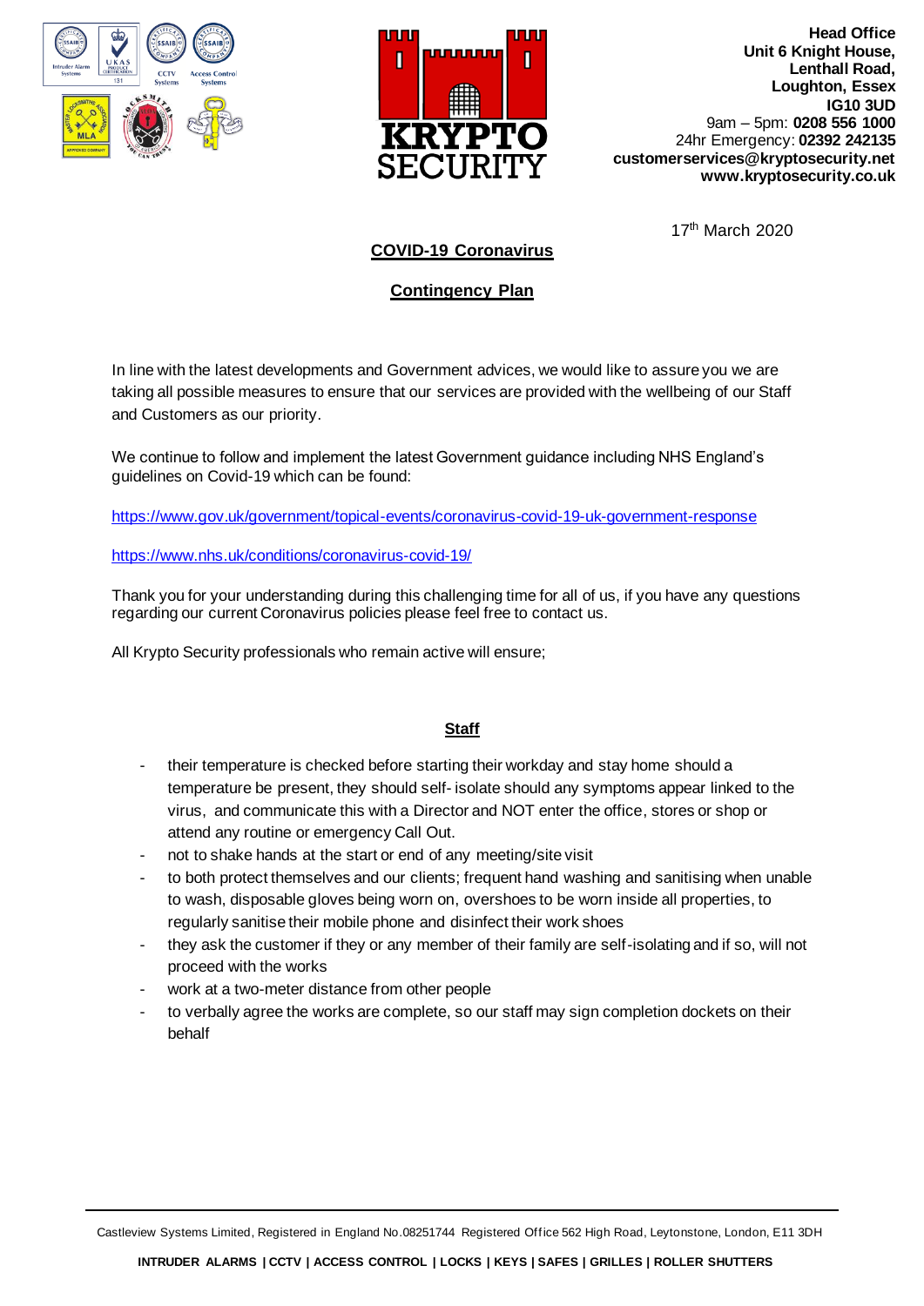**KRYPTO SECURITY**

**Head Office**
**Unit 6 Knight House,**
**Lenthall Road,**
**Loughton, Essex**
**IG10 3UD**
9am – 5pm: **0208 556 1000**
24hr Emergency: **02392 242135**
**customerservices@kryptosecurity.net**
**www.kryptosecurity.co.uk**

17th March 2020

## COVID-19 Coronavirus

## Contingency Plan

In line with the latest developments and Government advices, we would like to assure you we are taking all possible measures to ensure that our services are provided with the wellbeing of our Staff and Customers as our priority.

We continue to follow and implement the latest Government guidance including NHS England's guidelines on Covid-19 which can be found:

https://www.gov.uk/government/topical-events/coronavirus-covid-19-uk-government-response

https://www.nhs.uk/conditions/coronavirus-covid-19/

Thank you for your understanding during this challenging time for all of us, if you have any questions regarding our current Coronavirus policies please feel free to contact us.

All Krypto Security professionals who remain active will ensure;

### Staff

- their temperature is checked before starting their workday and stay home should a temperature be present, they should self- isolate should any symptoms appear linked to the virus, and communicate this with a Director and NOT enter the office, stores or shop or attend any routine or emergency Call Out.
- not to shake hands at the start or end of any meeting/site visit
- to both protect themselves and our clients; frequent hand washing and sanitising when unable to wash, disposable gloves being worn on, overshoes to be worn inside all properties, to regularly sanitise their mobile phone and disinfect their work shoes
- they ask the customer if they or any member of their family are self-isolating and if so, will not proceed with the works
- work at a two-meter distance from other people
- to verbally agree the works are complete, so our staff may sign completion dockets on their behalf

Castleview Systems Limited, Registered in England No.08251744 Registered Office 562 High Road, Leytonstone, London, E11 3DH

**INTRUDER ALARMS | CCTV | ACCESS CONTROL | LOCKS | KEYS | SAFES | GRILLES | ROLLER SHUTTERS**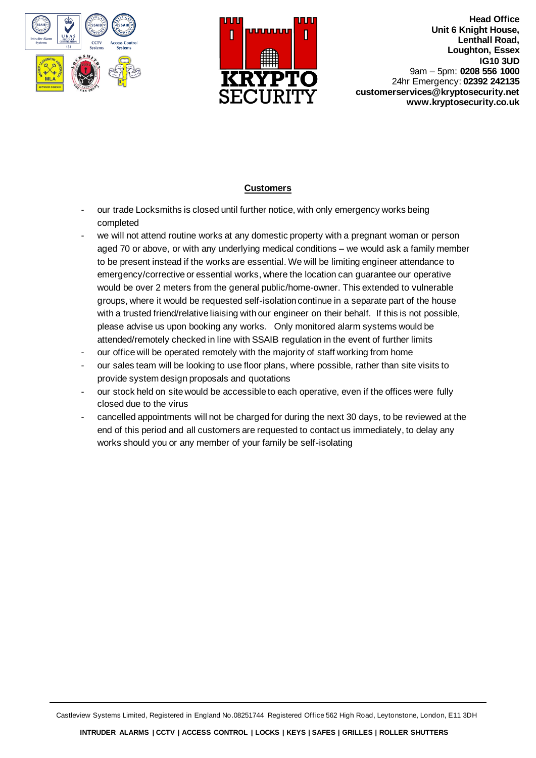Head Office
Unit 6 Knight House,
Lenthall Road,
Loughton, Essex
IG10 3UD
9am – 5pm: **0208 556 1000**
24hr Emergency: **02392 242135**
**customerservices@kryptosecurity.net**
**www.kryptosecurity.co.uk**

## Customers

- our trade Locksmiths is closed until further notice, with only emergency works being completed
- we will not attend routine works at any domestic property with a pregnant woman or person aged 70 or above, or with any underlying medical conditions – we would ask a family member to be present instead if the works are essential. We will be limiting engineer attendance to emergency/corrective or essential works, where the location can guarantee our operative would be over 2 meters from the general public/home-owner. This extended to vulnerable groups, where it would be requested self-isolation continue in a separate part of the house with a trusted friend/relative liaising with our engineer on their behalf. If this is not possible, please advise us upon booking any works. Only monitored alarm systems would be attended/remotely checked in line with SSAIB regulation in the event of further limits
- our office will be operated remotely with the majority of staff working from home
- our sales team will be looking to use floor plans, where possible, rather than site visits to provide system design proposals and quotations
- our stock held on site would be accessible to each operative, even if the offices were fully closed due to the virus
- cancelled appointments will not be charged for during the next 30 days, to be reviewed at the end of this period and all customers are requested to contact us immediately, to delay any works should you or any member of your family be self-isolating

Castleview Systems Limited, Registered in England No.08251744 Registered Office 562 High Road, Leytonstone, London, E11 3DH

**INTRUDER ALARMS | CCTV | ACCESS CONTROL | LOCKS | KEYS | SAFES | GRILLES | ROLLER SHUTTERS**